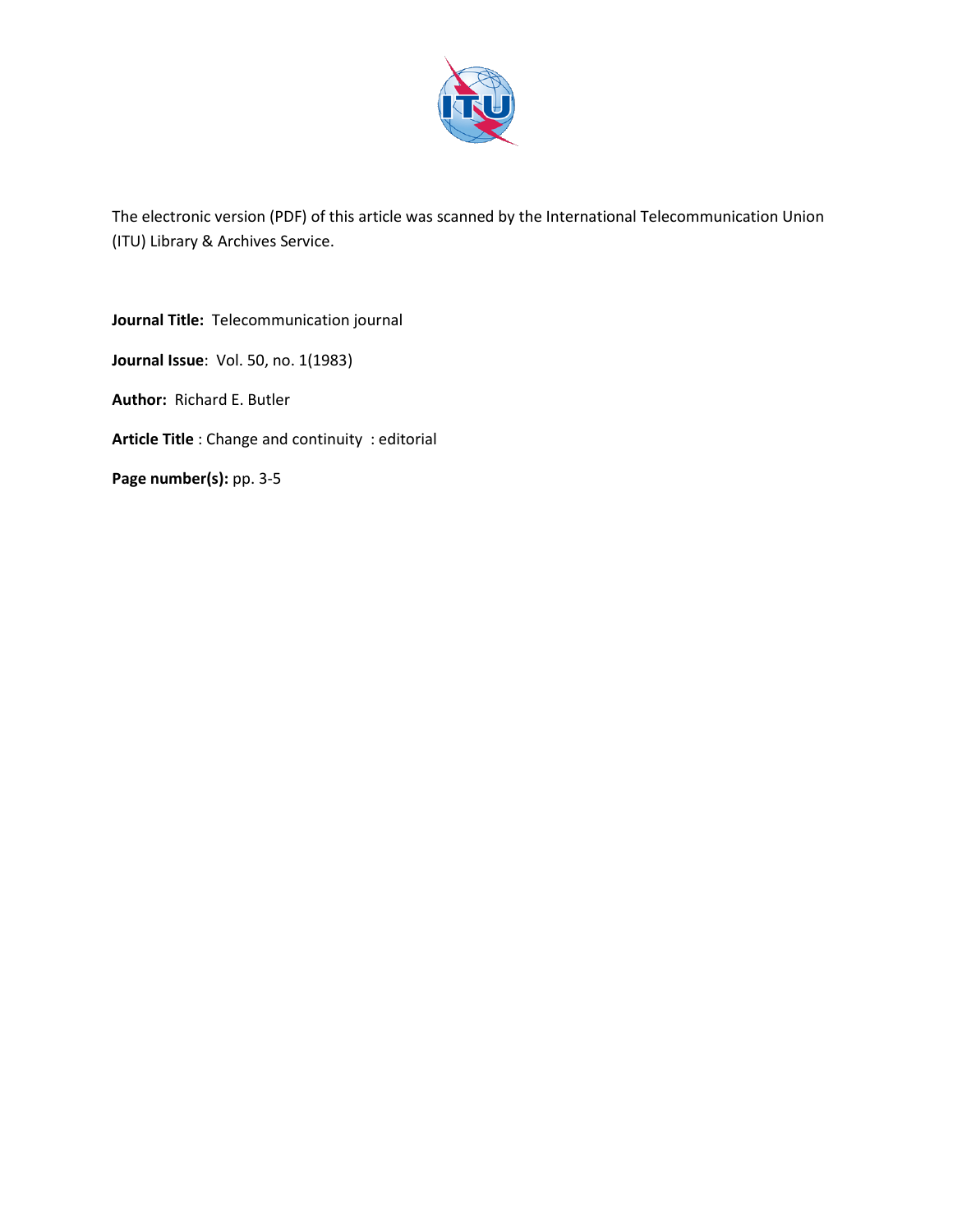The electronic version (PDF) of this article was scanned by the International Telecommunication Union (ITU) Library & Archives Service.

**Journal Title:** Telecommunication journal

**Journal Issue**: Vol. 50, no. 1(1983)

**Author:** Richard E. Butler

**Article Title** : Change and continuity : editorial

**Page number(s):** pp. 3-5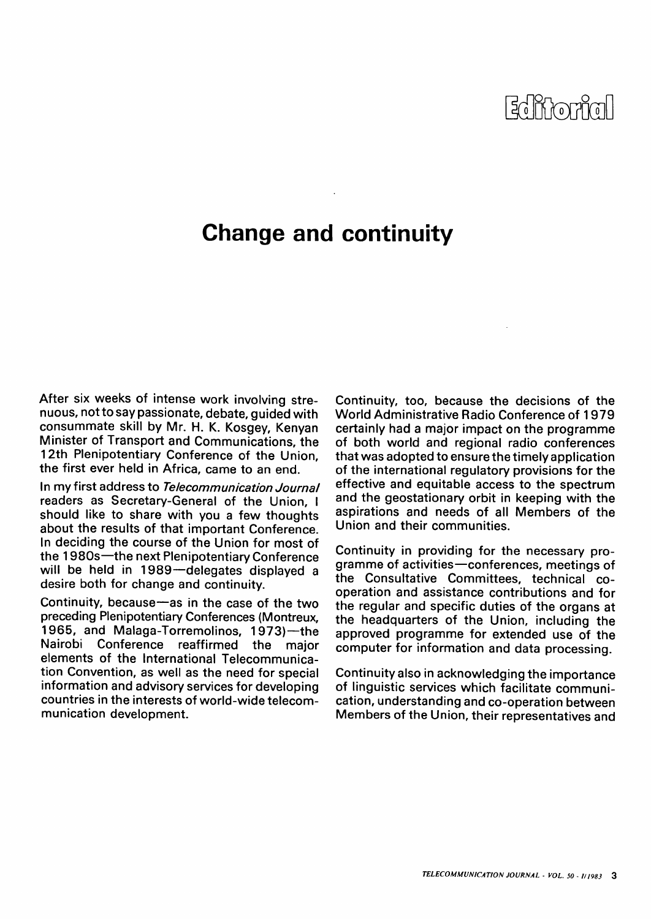# Editorial

## Change and continuity

After six weeks of intense work involving strenuous, not to say passionate, debate, guided with consummate skill by Mr. H. K. Kosgey, Kenyan Minister of Transport and Communications, the 12th Plenipotentiary Conference of the Union, the first ever held in Africa, came to an end.

In my first address to *Telecommunication Journal* readers as Secretary-General of the Union, I should like to share with you a few thoughts about the results of that important Conference. In deciding the course of the Union for most of the 1980s—the next Plenipotentiary Conference will be held in 1989—delegates displayed a desire both for change and continuity.

Continuity, because—as in the case of the two preceding Plenipotentiary Conferences (Montreux, 1965, and Malaga-Torremolinos, 1973)—the Nairobi Conference reaffirmed the major elements of the International Telecommunication Convention, as well as the need for special information and advisory services for developing countries in the interests of world-wide telecommunication development.

Continuity, too, because the decisions of the World Administrative Radio Conference of 1979 certainly had a major impact on the programme of both world and regional radio conferences that was adopted to ensure the timely application of the international regulatory provisions for the effective and equitable access to the spectrum and the geostationary orbit in keeping with the aspirations and needs of all Members of the Union and their communities.

Continuity in providing for the necessary programme of activities—conferences, meetings of the Consultative Committees, technical co-operation and assistance contributions and for the regular and specific duties of the organs at the headquarters of the Union, including the approved programme for extended use of the computer for information and data processing.

Continuity also in acknowledging the importance of linguistic services which facilitate communication, understanding and co-operation between Members of the Union, their representatives and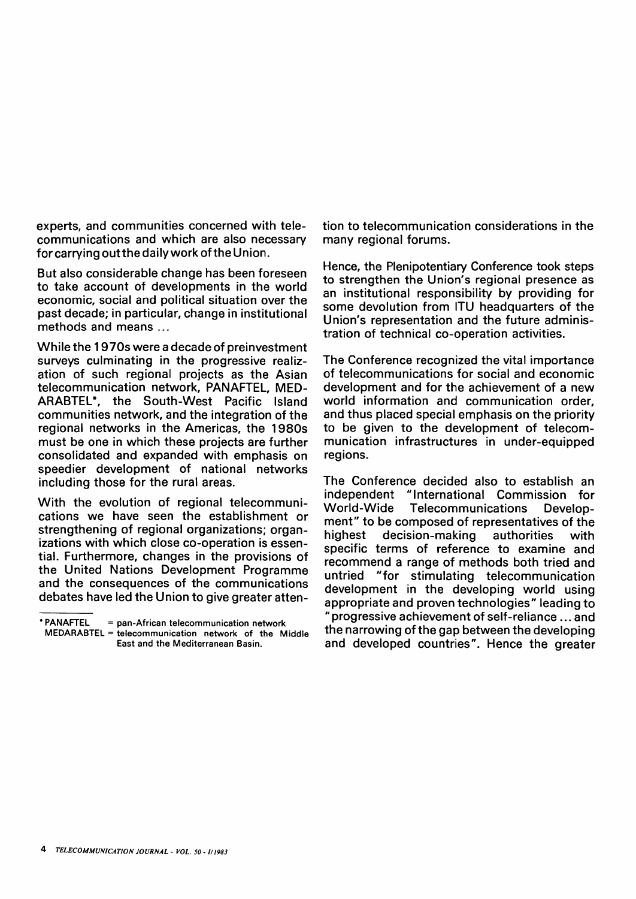experts, and communities concerned with telecommunications and which are also necessary for carrying out the daily work of the Union.

But also considerable change has been foreseen to take account of developments in the world economic, social and political situation over the past decade; in particular, change in institutional methods and means ...

While the 1970s were a decade of preinvestment surveys culminating in the progressive realization of such regional projects as the Asian telecommunication network, PANAFTEL, MEDARABTEL*, the South-West Pacific Island communities network, and the integration of the regional networks in the Americas, the 1980s must be one in which these projects are further consolidated and expanded with emphasis on speedier development of national networks including those for the rural areas.

With the evolution of regional telecommunications we have seen the establishment or strengthening of regional organizations; organizations with which close co-operation is essential. Furthermore, changes in the provisions of the United Nations Development Programme and the consequences of the communications debates have led the Union to give greater attention to telecommunication considerations in the many regional forums.

Hence, the Plenipotentiary Conference took steps to strengthen the Union's regional presence as an institutional responsibility by providing for some devolution from ITU headquarters of the Union's representation and the future administration of technical co-operation activities.

The Conference recognized the vital importance of telecommunications for social and economic development and for the achievement of a new world information and communication order, and thus placed special emphasis on the priority to be given to the development of telecommunication infrastructures in under-equipped regions.

The Conference decided also to establish an independent "International Commission for World-Wide Telecommunications Development" to be composed of representatives of the highest decision-making authorities with specific terms of reference to examine and recommend a range of methods both tried and untried "for stimulating telecommunication development in the developing world using appropriate and proven technologies" leading to "progressive achievement of self-reliance ... and the narrowing of the gap between the developing and developed countries". Hence the greater

---

* PANAFTEL = pan-African telecommunication network
MEDARABTEL = telecommunication network of the Middle East and the Mediterranean Basin.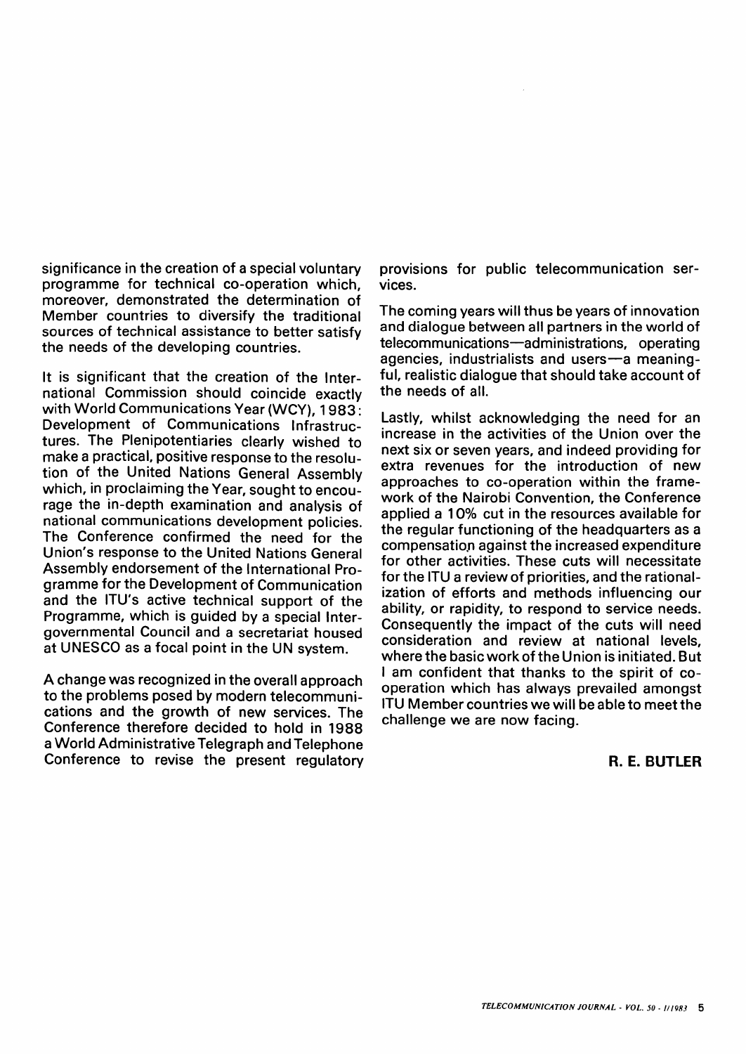significance in the creation of a special voluntary programme for technical co-operation which, moreover, demonstrated the determination of Member countries to diversify the traditional sources of technical assistance to better satisfy the needs of the developing countries.

It is significant that the creation of the International Commission should coincide exactly with World Communications Year (WCY), 1983: Development of Communications Infrastructures. The Plenipotentiaries clearly wished to make a practical, positive response to the resolution of the United Nations General Assembly which, in proclaiming the Year, sought to encourage the in-depth examination and analysis of national communications development policies. The Conference confirmed the need for the Union's response to the United Nations General Assembly endorsement of the International Programme for the Development of Communication and the ITU's active technical support of the Programme, which is guided by a special Intergovernmental Council and a secretariat housed at UNESCO as a focal point in the UN system.

A change was recognized in the overall approach to the problems posed by modern telecommunications and the growth of new services. The Conference therefore decided to hold in 1988 a World Administrative Telegraph and Telephone Conference to revise the present regulatory provisions for public telecommunication services.

The coming years will thus be years of innovation and dialogue between all partners in the world of telecommunications—administrations, operating agencies, industrialists and users—a meaningful, realistic dialogue that should take account of the needs of all.

Lastly, whilst acknowledging the need for an increase in the activities of the Union over the next six or seven years, and indeed providing for extra revenues for the introduction of new approaches to co-operation within the framework of the Nairobi Convention, the Conference applied a 10% cut in the resources available for the regular functioning of the headquarters as a compensation against the increased expenditure for other activities. These cuts will necessitate for the ITU a review of priorities, and the rationalization of efforts and methods influencing our ability, or rapidity, to respond to service needs. Consequently the impact of the cuts will need consideration and review at national levels, where the basic work of the Union is initiated. But I am confident that thanks to the spirit of co-operation which has always prevailed amongst ITU Member countries we will be able to meet the challenge we are now facing.

**R. E. BUTLER**